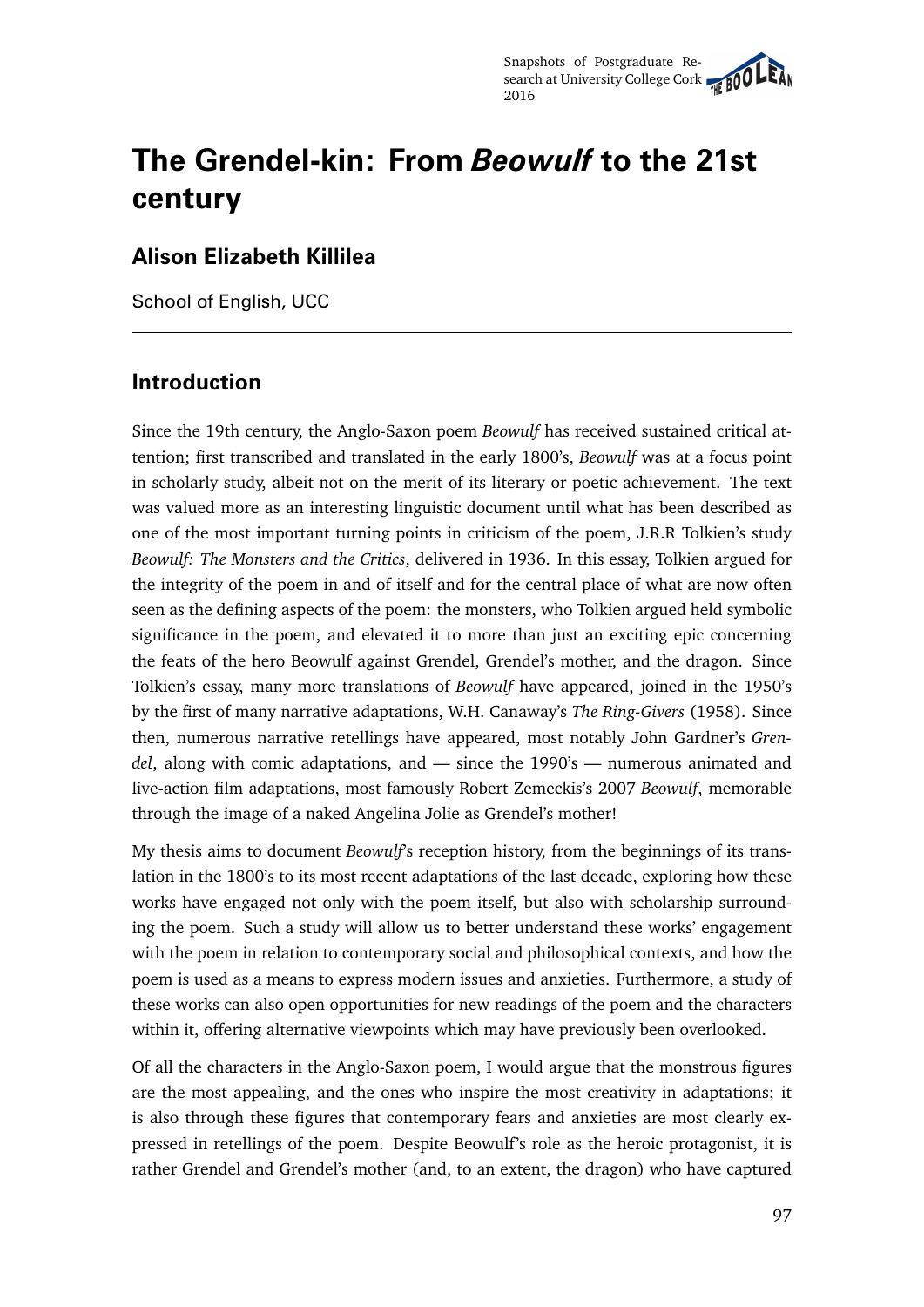# The Grendel-kin: From *Beowulf* to the 21st century

## Alison Elizabeth Killilea

School of English, UCC

---

## Introduction

Since the 19th century, the Anglo-Saxon poem *Beowulf* has received sustained critical attention; first transcribed and translated in the early 1800's, *Beowulf* was at a focus point in scholarly study, albeit not on the merit of its literary or poetic achievement. The text was valued more as an interesting linguistic document until what has been described as one of the most important turning points in criticism of the poem, J.R.R Tolkien's study *Beowulf: The Monsters and the Critics*, delivered in 1936. In this essay, Tolkien argued for the integrity of the poem in and of itself and for the central place of what are now often seen as the defining aspects of the poem: the monsters, who Tolkien argued held symbolic significance in the poem, and elevated it to more than just an exciting epic concerning the feats of the hero Beowulf against Grendel, Grendel's mother, and the dragon. Since Tolkien's essay, many more translations of *Beowulf* have appeared, joined in the 1950's by the first of many narrative adaptations, W.H. Canaway's *The Ring-Givers* (1958). Since then, numerous narrative retellings have appeared, most notably John Gardner's *Grendel*, along with comic adaptations, and — since the 1990's — numerous animated and live-action film adaptations, most famously Robert Zemeckis's 2007 *Beowulf*, memorable through the image of a naked Angelina Jolie as Grendel's mother!

My thesis aims to document *Beowulf*'s reception history, from the beginnings of its translation in the 1800's to its most recent adaptations of the last decade, exploring how these works have engaged not only with the poem itself, but also with scholarship surrounding the poem. Such a study will allow us to better understand these works' engagement with the poem in relation to contemporary social and philosophical contexts, and how the poem is used as a means to express modern issues and anxieties. Furthermore, a study of these works can also open opportunities for new readings of the poem and the characters within it, offering alternative viewpoints which may have previously been overlooked.

Of all the characters in the Anglo-Saxon poem, I would argue that the monstrous figures are the most appealing, and the ones who inspire the most creativity in adaptations; it is also through these figures that contemporary fears and anxieties are most clearly expressed in retellings of the poem. Despite Beowulf's role as the heroic protagonist, it is rather Grendel and Grendel's mother (and, to an extent, the dragon) who have captured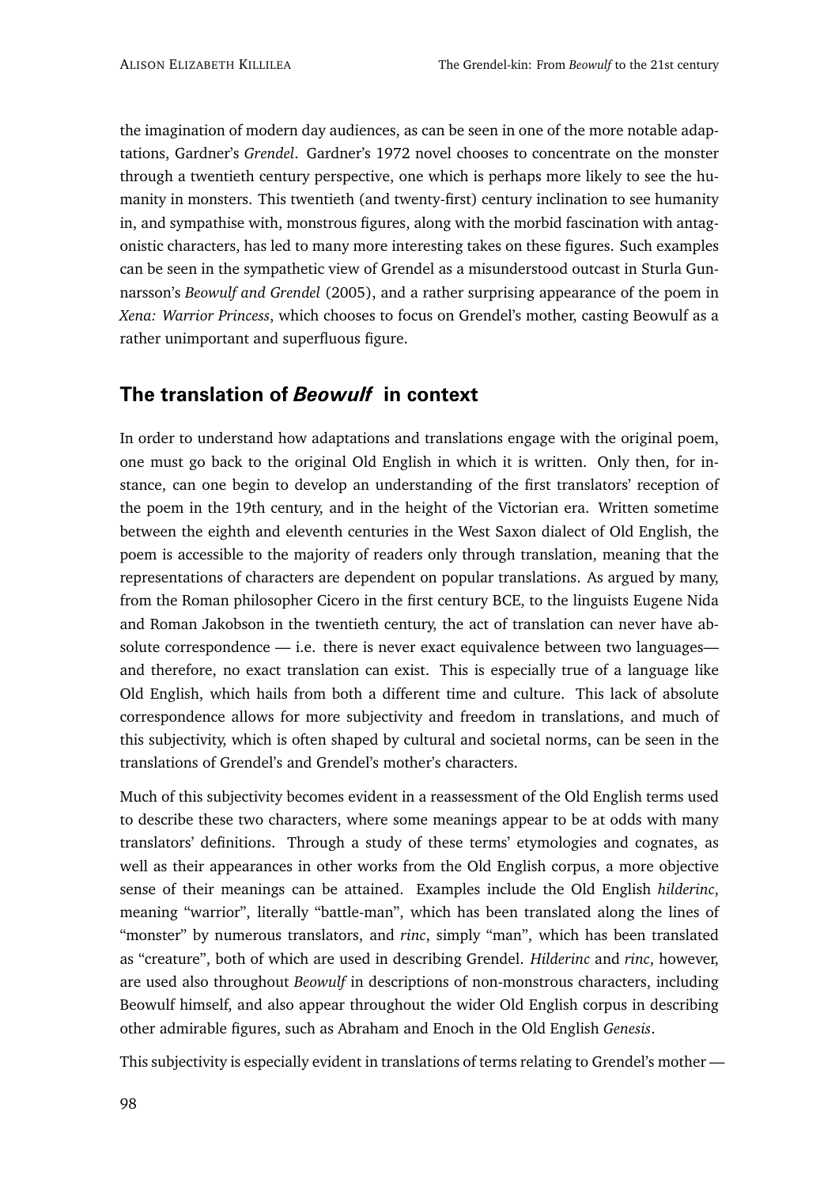the imagination of modern day audiences, as can be seen in one of the more notable adaptations, Gardner's *Grendel*. Gardner's 1972 novel chooses to concentrate on the monster through a twentieth century perspective, one which is perhaps more likely to see the humanity in monsters. This twentieth (and twenty-first) century inclination to see humanity in, and sympathise with, monstrous figures, along with the morbid fascination with antagonistic characters, has led to many more interesting takes on these figures. Such examples can be seen in the sympathetic view of Grendel as a misunderstood outcast in Sturla Gunnarsson's *Beowulf and Grendel* (2005), and a rather surprising appearance of the poem in *Xena: Warrior Princess*, which chooses to focus on Grendel's mother, casting Beowulf as a rather unimportant and superfluous figure.

## The translation of *Beowulf* in context

In order to understand how adaptations and translations engage with the original poem, one must go back to the original Old English in which it is written. Only then, for instance, can one begin to develop an understanding of the first translators' reception of the poem in the 19th century, and in the height of the Victorian era. Written sometime between the eighth and eleventh centuries in the West Saxon dialect of Old English, the poem is accessible to the majority of readers only through translation, meaning that the representations of characters are dependent on popular translations. As argued by many, from the Roman philosopher Cicero in the first century BCE, to the linguists Eugene Nida and Roman Jakobson in the twentieth century, the act of translation can never have absolute correspondence — i.e. there is never exact equivalence between two languages— and therefore, no exact translation can exist. This is especially true of a language like Old English, which hails from both a different time and culture. This lack of absolute correspondence allows for more subjectivity and freedom in translations, and much of this subjectivity, which is often shaped by cultural and societal norms, can be seen in the translations of Grendel's and Grendel's mother's characters.

Much of this subjectivity becomes evident in a reassessment of the Old English terms used to describe these two characters, where some meanings appear to be at odds with many translators' definitions. Through a study of these terms' etymologies and cognates, as well as their appearances in other works from the Old English corpus, a more objective sense of their meanings can be attained. Examples include the Old English *hilderinc*, meaning "warrior", literally "battle-man", which has been translated along the lines of "monster" by numerous translators, and *rinc*, simply "man", which has been translated as "creature", both of which are used in describing Grendel. *Hilderinc* and *rinc*, however, are used also throughout *Beowulf* in descriptions of non-monstrous characters, including Beowulf himself, and also appear throughout the wider Old English corpus in describing other admirable figures, such as Abraham and Enoch in the Old English *Genesis*.

This subjectivity is especially evident in translations of terms relating to Grendel's mother —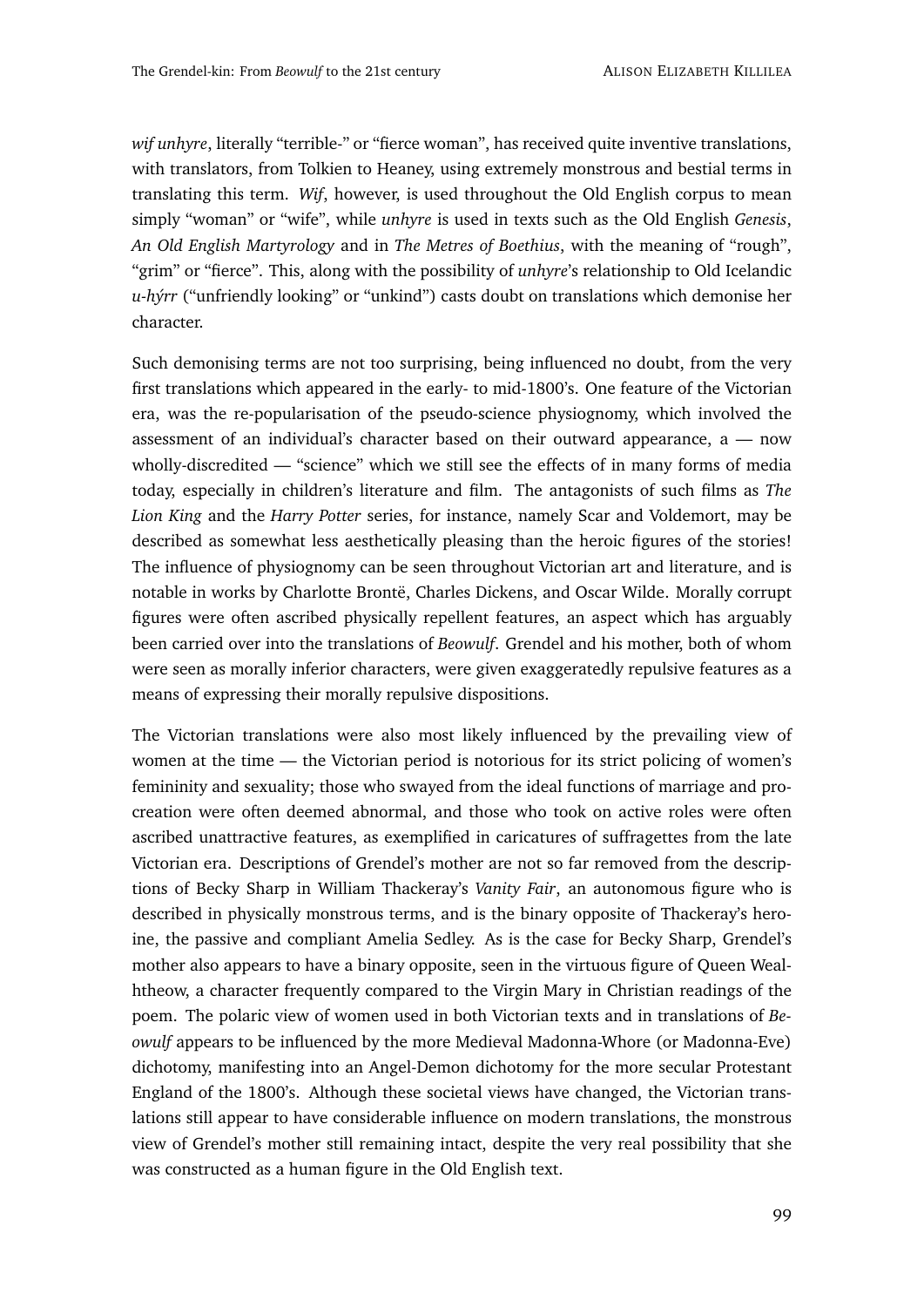*wif unhyre*, literally "terrible-" or "fierce woman", has received quite inventive translations, with translators, from Tolkien to Heaney, using extremely monstrous and bestial terms in translating this term. *Wif*, however, is used throughout the Old English corpus to mean simply "woman" or "wife", while *unhyre* is used in texts such as the Old English *Genesis*, *An Old English Martyrology* and in *The Metres of Boethius*, with the meaning of "rough", "grim" or "fierce". This, along with the possibility of *unhyre*'s relationship to Old Icelandic *u-hýrr* ("unfriendly looking" or "unkind") casts doubt on translations which demonise her character.

Such demonising terms are not too surprising, being influenced no doubt, from the very first translations which appeared in the early- to mid-1800's. One feature of the Victorian era, was the re-popularisation of the pseudo-science physiognomy, which involved the assessment of an individual's character based on their outward appearance, a — now wholly-discredited — "science" which we still see the effects of in many forms of media today, especially in children's literature and film. The antagonists of such films as *The Lion King* and the *Harry Potter* series, for instance, namely Scar and Voldemort, may be described as somewhat less aesthetically pleasing than the heroic figures of the stories! The influence of physiognomy can be seen throughout Victorian art and literature, and is notable in works by Charlotte Brontë, Charles Dickens, and Oscar Wilde. Morally corrupt figures were often ascribed physically repellent features, an aspect which has arguably been carried over into the translations of *Beowulf*. Grendel and his mother, both of whom were seen as morally inferior characters, were given exaggeratedly repulsive features as a means of expressing their morally repulsive dispositions.

The Victorian translations were also most likely influenced by the prevailing view of women at the time — the Victorian period is notorious for its strict policing of women's femininity and sexuality; those who swayed from the ideal functions of marriage and procreation were often deemed abnormal, and those who took on active roles were often ascribed unattractive features, as exemplified in caricatures of suffragettes from the late Victorian era. Descriptions of Grendel's mother are not so far removed from the descriptions of Becky Sharp in William Thackeray's *Vanity Fair*, an autonomous figure who is described in physically monstrous terms, and is the binary opposite of Thackeray's heroine, the passive and compliant Amelia Sedley. As is the case for Becky Sharp, Grendel's mother also appears to have a binary opposite, seen in the virtuous figure of Queen Wealhtheow, a character frequently compared to the Virgin Mary in Christian readings of the poem. The polaric view of women used in both Victorian texts and in translations of *Beowulf* appears to be influenced by the more Medieval Madonna-Whore (or Madonna-Eve) dichotomy, manifesting into an Angel-Demon dichotomy for the more secular Protestant England of the 1800's. Although these societal views have changed, the Victorian translations still appear to have considerable influence on modern translations, the monstrous view of Grendel's mother still remaining intact, despite the very real possibility that she was constructed as a human figure in the Old English text.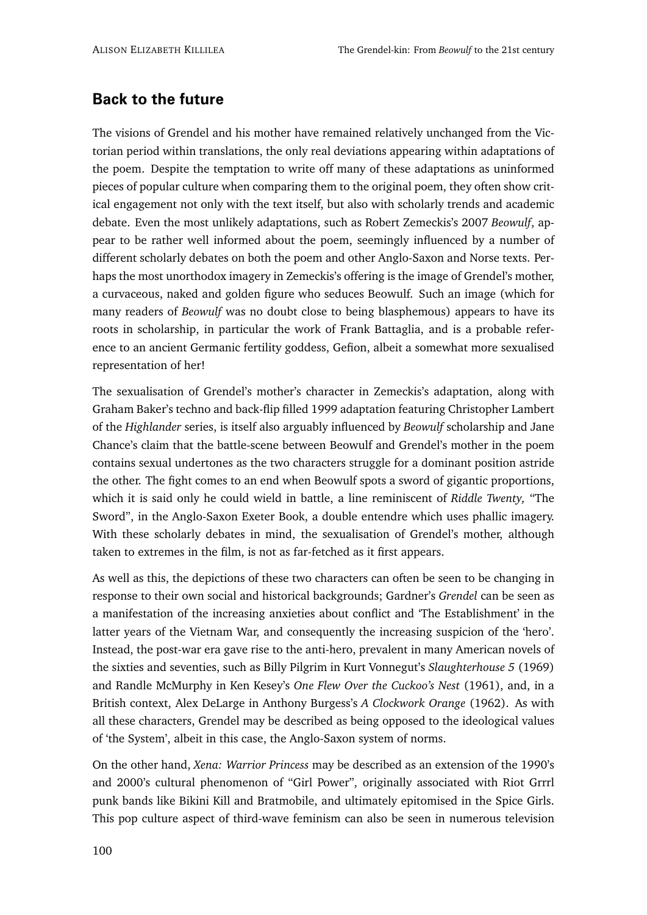## Back to the future

The visions of Grendel and his mother have remained relatively unchanged from the Victorian period within translations, the only real deviations appearing within adaptations of the poem. Despite the temptation to write off many of these adaptations as uninformed pieces of popular culture when comparing them to the original poem, they often show critical engagement not only with the text itself, but also with scholarly trends and academic debate. Even the most unlikely adaptations, such as Robert Zemeckis's 2007 *Beowulf*, appear to be rather well informed about the poem, seemingly influenced by a number of different scholarly debates on both the poem and other Anglo-Saxon and Norse texts. Perhaps the most unorthodox imagery in Zemeckis's offering is the image of Grendel's mother, a curvaceous, naked and golden figure who seduces Beowulf. Such an image (which for many readers of *Beowulf* was no doubt close to being blasphemous) appears to have its roots in scholarship, in particular the work of Frank Battaglia, and is a probable reference to an ancient Germanic fertility goddess, Gefion, albeit a somewhat more sexualised representation of her!

The sexualisation of Grendel's mother's character in Zemeckis's adaptation, along with Graham Baker's techno and back-flip filled 1999 adaptation featuring Christopher Lambert of the *Highlander* series, is itself also arguably influenced by *Beowulf* scholarship and Jane Chance's claim that the battle-scene between Beowulf and Grendel's mother in the poem contains sexual undertones as the two characters struggle for a dominant position astride the other. The fight comes to an end when Beowulf spots a sword of gigantic proportions, which it is said only he could wield in battle, a line reminiscent of *Riddle Twenty,* "The Sword", in the Anglo-Saxon Exeter Book, a double entendre which uses phallic imagery. With these scholarly debates in mind, the sexualisation of Grendel's mother, although taken to extremes in the film, is not as far-fetched as it first appears.

As well as this, the depictions of these two characters can often be seen to be changing in response to their own social and historical backgrounds; Gardner's *Grendel* can be seen as a manifestation of the increasing anxieties about conflict and 'The Establishment' in the latter years of the Vietnam War, and consequently the increasing suspicion of the 'hero'. Instead, the post-war era gave rise to the anti-hero, prevalent in many American novels of the sixties and seventies, such as Billy Pilgrim in Kurt Vonnegut's *Slaughterhouse 5* (1969) and Randle McMurphy in Ken Kesey's *One Flew Over the Cuckoo's Nest* (1961), and, in a British context, Alex DeLarge in Anthony Burgess's *A Clockwork Orange* (1962). As with all these characters, Grendel may be described as being opposed to the ideological values of 'the System', albeit in this case, the Anglo-Saxon system of norms.

On the other hand, *Xena: Warrior Princess* may be described as an extension of the 1990's and 2000's cultural phenomenon of "Girl Power", originally associated with Riot Grrrl punk bands like Bikini Kill and Bratmobile, and ultimately epitomised in the Spice Girls. This pop culture aspect of third-wave feminism can also be seen in numerous television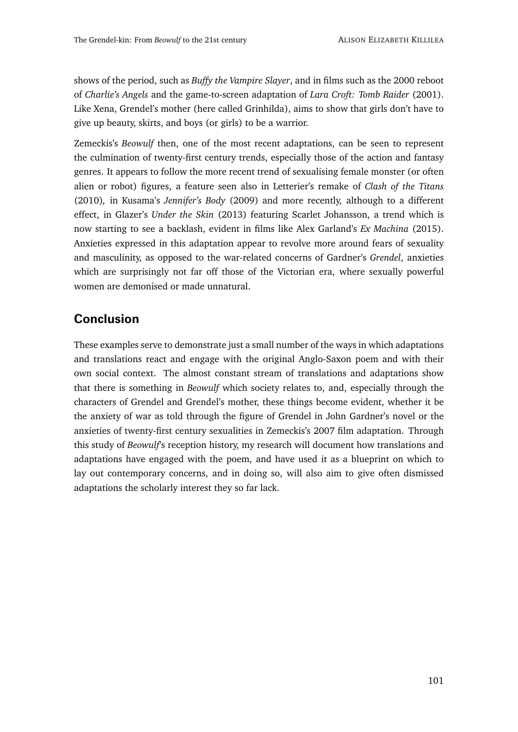shows of the period, such as *Buffy the Vampire Slayer*, and in films such as the 2000 reboot of *Charlie's Angels* and the game-to-screen adaptation of *Lara Croft: Tomb Raider* (2001). Like Xena, Grendel's mother (here called Grinhilda), aims to show that girls don't have to give up beauty, skirts, and boys (or girls) to be a warrior.

Zemeckis's *Beowulf* then, one of the most recent adaptations, can be seen to represent the culmination of twenty-first century trends, especially those of the action and fantasy genres. It appears to follow the more recent trend of sexualising female monster (or often alien or robot) figures, a feature seen also in Letterier's remake of *Clash of the Titans* (2010), in Kusama's *Jennifer's Body* (2009) and more recently, although to a different effect, in Glazer's *Under the Skin* (2013) featuring Scarlet Johansson, a trend which is now starting to see a backlash, evident in films like Alex Garland's *Ex Machina* (2015). Anxieties expressed in this adaptation appear to revolve more around fears of sexuality and masculinity, as opposed to the war-related concerns of Gardner's *Grendel*, anxieties which are surprisingly not far off those of the Victorian era, where sexually powerful women are demonised or made unnatural.

## Conclusion

These examples serve to demonstrate just a small number of the ways in which adaptations and translations react and engage with the original Anglo-Saxon poem and with their own social context. The almost constant stream of translations and adaptations show that there is something in *Beowulf* which society relates to, and, especially through the characters of Grendel and Grendel's mother, these things become evident, whether it be the anxiety of war as told through the figure of Grendel in John Gardner's novel or the anxieties of twenty-first century sexualities in Zemeckis's 2007 film adaptation. Through this study of *Beowulf*'s reception history, my research will document how translations and adaptations have engaged with the poem, and have used it as a blueprint on which to lay out contemporary concerns, and in doing so, will also aim to give often dismissed adaptations the scholarly interest they so far lack.